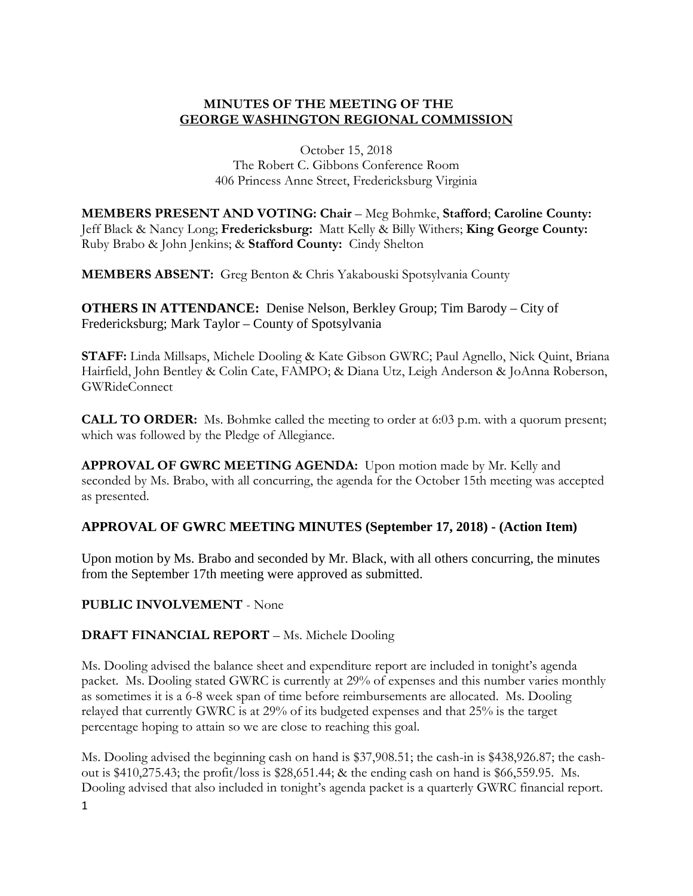**MINUTES OF THE MEETING OF THE**
**GEORGE WASHINGTON REGIONAL COMMISSION**

October 15, 2018
The Robert C. Gibbons Conference Room
406 Princess Anne Street, Fredericksburg Virginia

**MEMBERS PRESENT AND VOTING: Chair** – Meg Bohmke, **Stafford**; **Caroline County:** Jeff Black & Nancy Long; **Fredericksburg:** Matt Kelly & Billy Withers; **King George County:** Ruby Brabo & John Jenkins; & **Stafford County:** Cindy Shelton

**MEMBERS ABSENT:** Greg Benton & Chris Yakabouski Spotsylvania County

**OTHERS IN ATTENDANCE:** Denise Nelson, Berkley Group; Tim Barody – City of Fredericksburg; Mark Taylor – County of Spotsylvania

**STAFF:** Linda Millsaps, Michele Dooling & Kate Gibson GWRC; Paul Agnello, Nick Quint, Briana Hairfield, John Bentley & Colin Cate, FAMPO; & Diana Utz, Leigh Anderson & JoAnna Roberson, GWRideConnect

**CALL TO ORDER:** Ms. Bohmke called the meeting to order at 6:03 p.m. with a quorum present; which was followed by the Pledge of Allegiance.

**APPROVAL OF GWRC MEETING AGENDA:** Upon motion made by Mr. Kelly and seconded by Ms. Brabo, with all concurring, the agenda for the October 15th meeting was accepted as presented.

**APPROVAL OF GWRC MEETING MINUTES (September 17, 2018) - (Action Item)**

Upon motion by Ms. Brabo and seconded by Mr. Black, with all others concurring, the minutes from the September 17th meeting were approved as submitted.

**PUBLIC INVOLVEMENT** - None

**DRAFT FINANCIAL REPORT** – Ms. Michele Dooling

Ms. Dooling advised the balance sheet and expenditure report are included in tonight's agenda packet. Ms. Dooling stated GWRC is currently at 29% of expenses and this number varies monthly as sometimes it is a 6-8 week span of time before reimbursements are allocated. Ms. Dooling relayed that currently GWRC is at 29% of its budgeted expenses and that 25% is the target percentage hoping to attain so we are close to reaching this goal.

Ms. Dooling advised the beginning cash on hand is $37,908.51; the cash-in is $438,926.87; the cash-out is $410,275.43; the profit/loss is $28,651.44; & the ending cash on hand is $66,559.95. Ms. Dooling advised that also included in tonight's agenda packet is a quarterly GWRC financial report.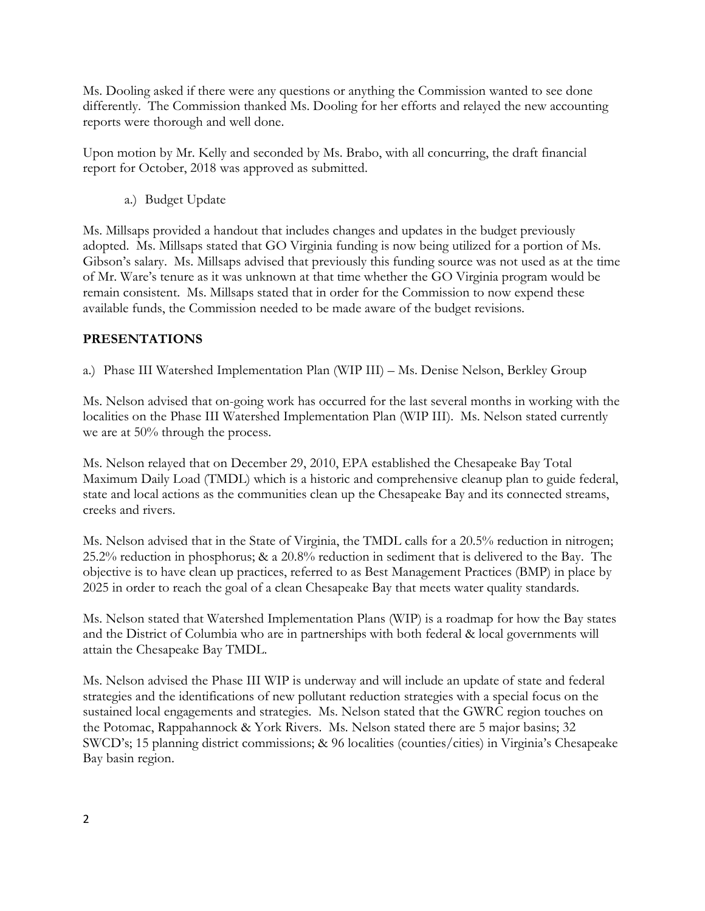Ms. Dooling asked if there were any questions or anything the Commission wanted to see done differently. The Commission thanked Ms. Dooling for her efforts and relayed the new accounting reports were thorough and well done.

Upon motion by Mr. Kelly and seconded by Ms. Brabo, with all concurring, the draft financial report for October, 2018 was approved as submitted.

a.) Budget Update

Ms. Millsaps provided a handout that includes changes and updates in the budget previously adopted. Ms. Millsaps stated that GO Virginia funding is now being utilized for a portion of Ms. Gibson's salary. Ms. Millsaps advised that previously this funding source was not used as at the time of Mr. Ware's tenure as it was unknown at that time whether the GO Virginia program would be remain consistent. Ms. Millsaps stated that in order for the Commission to now expend these available funds, the Commission needed to be made aware of the budget revisions.

## PRESENTATIONS

a.) Phase III Watershed Implementation Plan (WIP III) – Ms. Denise Nelson, Berkley Group

Ms. Nelson advised that on-going work has occurred for the last several months in working with the localities on the Phase III Watershed Implementation Plan (WIP III). Ms. Nelson stated currently we are at 50% through the process.

Ms. Nelson relayed that on December 29, 2010, EPA established the Chesapeake Bay Total Maximum Daily Load (TMDL) which is a historic and comprehensive cleanup plan to guide federal, state and local actions as the communities clean up the Chesapeake Bay and its connected streams, creeks and rivers.

Ms. Nelson advised that in the State of Virginia, the TMDL calls for a 20.5% reduction in nitrogen; 25.2% reduction in phosphorus; & a 20.8% reduction in sediment that is delivered to the Bay. The objective is to have clean up practices, referred to as Best Management Practices (BMP) in place by 2025 in order to reach the goal of a clean Chesapeake Bay that meets water quality standards.

Ms. Nelson stated that Watershed Implementation Plans (WIP) is a roadmap for how the Bay states and the District of Columbia who are in partnerships with both federal & local governments will attain the Chesapeake Bay TMDL.

Ms. Nelson advised the Phase III WIP is underway and will include an update of state and federal strategies and the identifications of new pollutant reduction strategies with a special focus on the sustained local engagements and strategies. Ms. Nelson stated that the GWRC region touches on the Potomac, Rappahannock & York Rivers. Ms. Nelson stated there are 5 major basins; 32 SWCD's; 15 planning district commissions; & 96 localities (counties/cities) in Virginia's Chesapeake Bay basin region.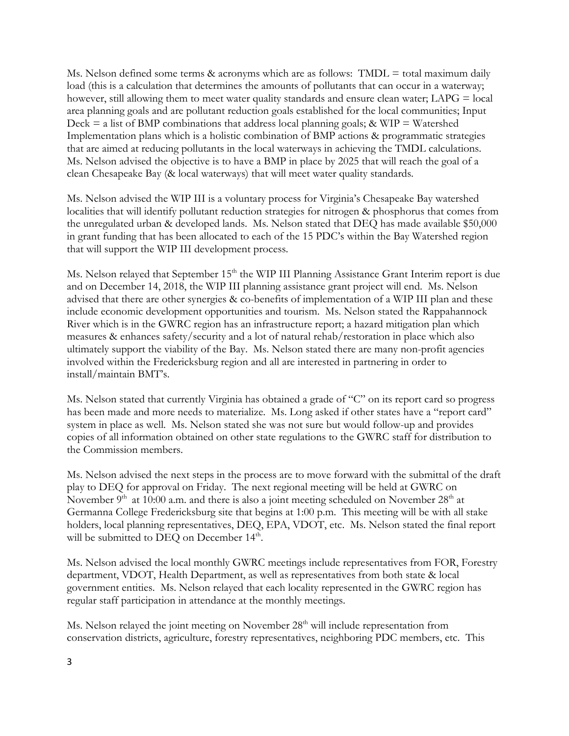Ms. Nelson defined some terms & acronyms which are as follows: TMDL = total maximum daily load (this is a calculation that determines the amounts of pollutants that can occur in a waterway; however, still allowing them to meet water quality standards and ensure clean water; LAPG = local area planning goals and are pollutant reduction goals established for the local communities; Input Deck = a list of BMP combinations that address local planning goals; & WIP = Watershed Implementation plans which is a holistic combination of BMP actions & programmatic strategies that are aimed at reducing pollutants in the local waterways in achieving the TMDL calculations. Ms. Nelson advised the objective is to have a BMP in place by 2025 that will reach the goal of a clean Chesapeake Bay (& local waterways) that will meet water quality standards.

Ms. Nelson advised the WIP III is a voluntary process for Virginia's Chesapeake Bay watershed localities that will identify pollutant reduction strategies for nitrogen & phosphorus that comes from the unregulated urban & developed lands. Ms. Nelson stated that DEQ has made available $50,000 in grant funding that has been allocated to each of the 15 PDC's within the Bay Watershed region that will support the WIP III development process.

Ms. Nelson relayed that September 15th the WIP III Planning Assistance Grant Interim report is due and on December 14, 2018, the WIP III planning assistance grant project will end. Ms. Nelson advised that there are other synergies & co-benefits of implementation of a WIP III plan and these include economic development opportunities and tourism. Ms. Nelson stated the Rappahannock River which is in the GWRC region has an infrastructure report; a hazard mitigation plan which measures & enhances safety/security and a lot of natural rehab/restoration in place which also ultimately support the viability of the Bay. Ms. Nelson stated there are many non-profit agencies involved within the Fredericksburg region and all are interested in partnering in order to install/maintain BMT's.

Ms. Nelson stated that currently Virginia has obtained a grade of "C" on its report card so progress has been made and more needs to materialize. Ms. Long asked if other states have a "report card" system in place as well. Ms. Nelson stated she was not sure but would follow-up and provides copies of all information obtained on other state regulations to the GWRC staff for distribution to the Commission members.

Ms. Nelson advised the next steps in the process are to move forward with the submittal of the draft play to DEQ for approval on Friday. The next regional meeting will be held at GWRC on November 9th at 10:00 a.m. and there is also a joint meeting scheduled on November 28th at Germanna College Fredericksburg site that begins at 1:00 p.m. This meeting will be with all stake holders, local planning representatives, DEQ, EPA, VDOT, etc. Ms. Nelson stated the final report will be submitted to DEQ on December 14th.

Ms. Nelson advised the local monthly GWRC meetings include representatives from FOR, Forestry department, VDOT, Health Department, as well as representatives from both state & local government entities. Ms. Nelson relayed that each locality represented in the GWRC region has regular staff participation in attendance at the monthly meetings.

Ms. Nelson relayed the joint meeting on November 28th will include representation from conservation districts, agriculture, forestry representatives, neighboring PDC members, etc. This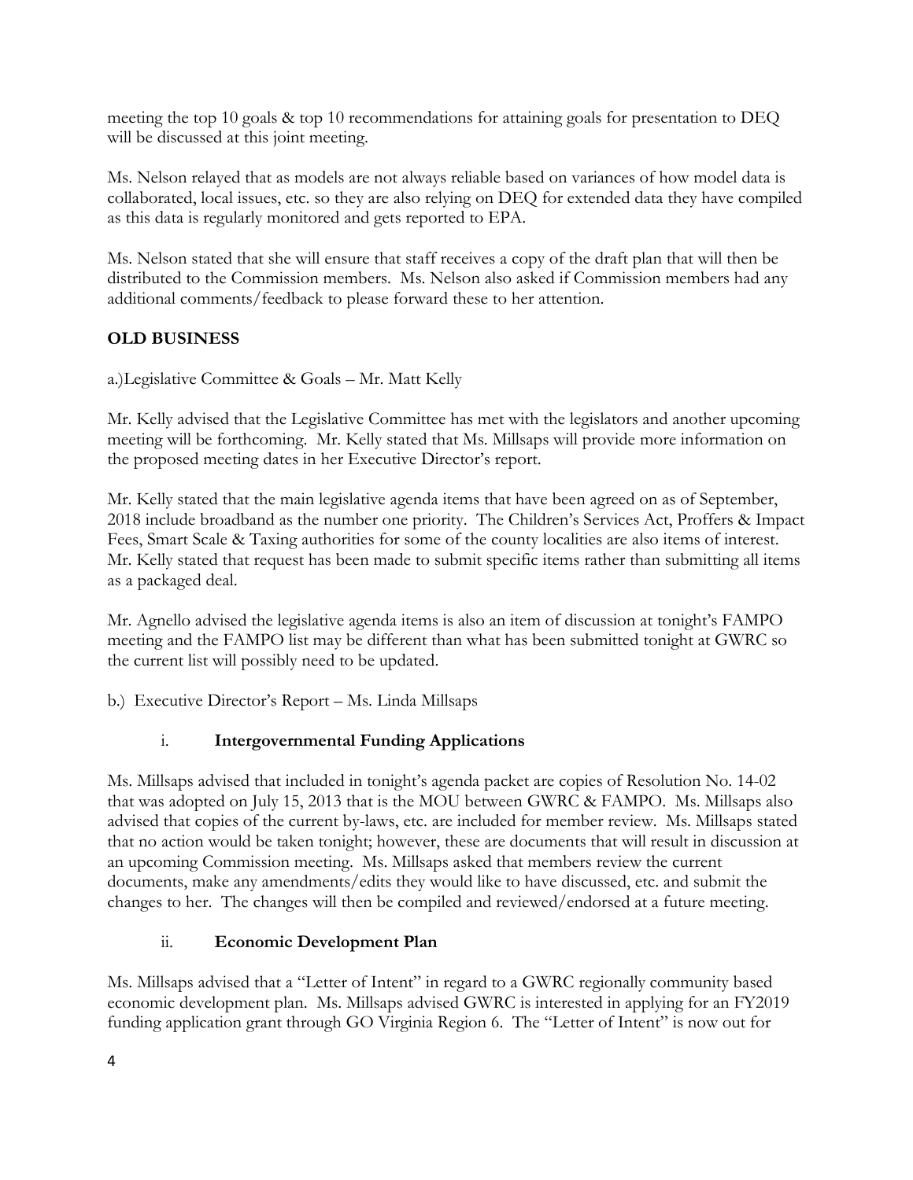meeting the top 10 goals & top 10 recommendations for attaining goals for presentation to DEQ will be discussed at this joint meeting.

Ms. Nelson relayed that as models are not always reliable based on variances of how model data is collaborated, local issues, etc. so they are also relying on DEQ for extended data they have compiled as this data is regularly monitored and gets reported to EPA.

Ms. Nelson stated that she will ensure that staff receives a copy of the draft plan that will then be distributed to the Commission members. Ms. Nelson also asked if Commission members had any additional comments/feedback to please forward these to her attention.

## OLD BUSINESS

a.)Legislative Committee & Goals – Mr. Matt Kelly

Mr. Kelly advised that the Legislative Committee has met with the legislators and another upcoming meeting will be forthcoming. Mr. Kelly stated that Ms. Millsaps will provide more information on the proposed meeting dates in her Executive Director's report.

Mr. Kelly stated that the main legislative agenda items that have been agreed on as of September, 2018 include broadband as the number one priority. The Children's Services Act, Proffers & Impact Fees, Smart Scale & Taxing authorities for some of the county localities are also items of interest. Mr. Kelly stated that request has been made to submit specific items rather than submitting all items as a packaged deal.

Mr. Agnello advised the legislative agenda items is also an item of discussion at tonight's FAMPO meeting and the FAMPO list may be different than what has been submitted tonight at GWRC so the current list will possibly need to be updated.

b.) Executive Director's Report – Ms. Linda Millsaps

i. **Intergovernmental Funding Applications**

Ms. Millsaps advised that included in tonight's agenda packet are copies of Resolution No. 14-02 that was adopted on July 15, 2013 that is the MOU between GWRC & FAMPO. Ms. Millsaps also advised that copies of the current by-laws, etc. are included for member review. Ms. Millsaps stated that no action would be taken tonight; however, these are documents that will result in discussion at an upcoming Commission meeting. Ms. Millsaps asked that members review the current documents, make any amendments/edits they would like to have discussed, etc. and submit the changes to her. The changes will then be compiled and reviewed/endorsed at a future meeting.

ii. **Economic Development Plan**

Ms. Millsaps advised that a "Letter of Intent" in regard to a GWRC regionally community based economic development plan. Ms. Millsaps advised GWRC is interested in applying for an FY2019 funding application grant through GO Virginia Region 6. The "Letter of Intent" is now out for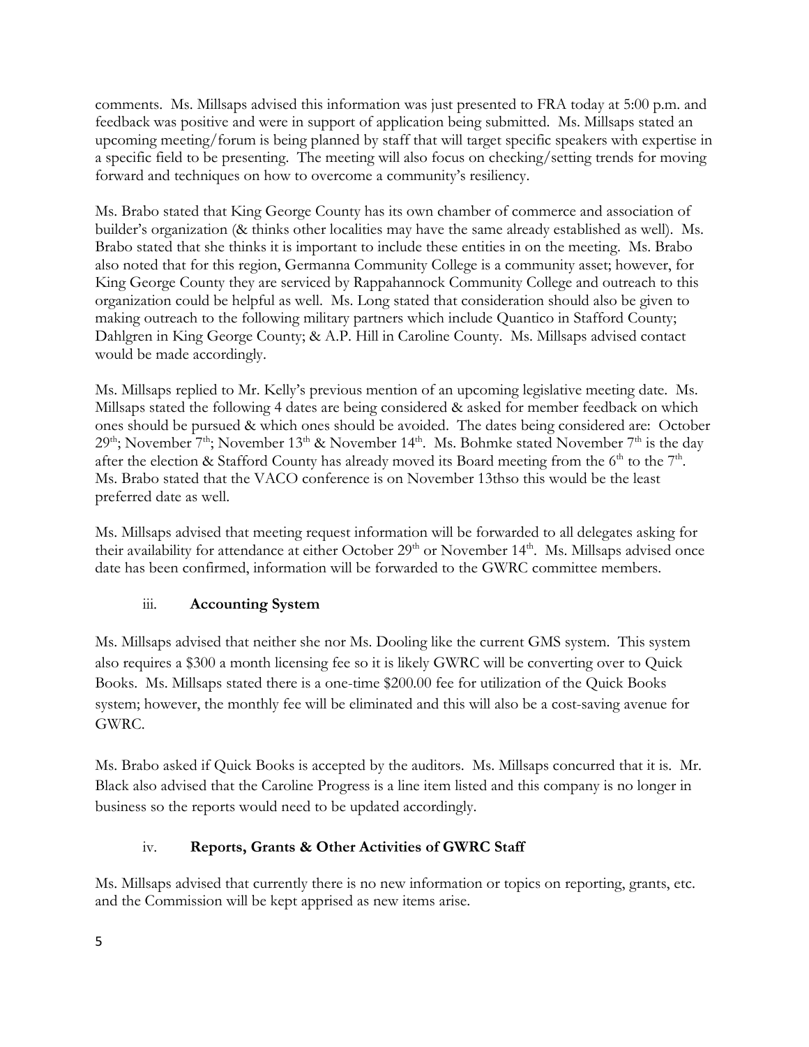comments. Ms. Millsaps advised this information was just presented to FRA today at 5:00 p.m. and feedback was positive and were in support of application being submitted. Ms. Millsaps stated an upcoming meeting/forum is being planned by staff that will target specific speakers with expertise in a specific field to be presenting. The meeting will also focus on checking/setting trends for moving forward and techniques on how to overcome a community's resiliency.

Ms. Brabo stated that King George County has its own chamber of commerce and association of builder's organization (& thinks other localities may have the same already established as well). Ms. Brabo stated that she thinks it is important to include these entities in on the meeting. Ms. Brabo also noted that for this region, Germanna Community College is a community asset; however, for King George County they are serviced by Rappahannock Community College and outreach to this organization could be helpful as well. Ms. Long stated that consideration should also be given to making outreach to the following military partners which include Quantico in Stafford County; Dahlgren in King George County; & A.P. Hill in Caroline County. Ms. Millsaps advised contact would be made accordingly.

Ms. Millsaps replied to Mr. Kelly's previous mention of an upcoming legislative meeting date. Ms. Millsaps stated the following 4 dates are being considered & asked for member feedback on which ones should be pursued & which ones should be avoided. The dates being considered are: October 29th; November 7th; November 13th & November 14th. Ms. Bohmke stated November 7th is the day after the election & Stafford County has already moved its Board meeting from the 6th to the 7th. Ms. Brabo stated that the VACO conference is on November 13thso this would be the least preferred date as well.

Ms. Millsaps advised that meeting request information will be forwarded to all delegates asking for their availability for attendance at either October 29th or November 14th. Ms. Millsaps advised once date has been confirmed, information will be forwarded to the GWRC committee members.

iii. **Accounting System**

Ms. Millsaps advised that neither she nor Ms. Dooling like the current GMS system. This system also requires a $300 a month licensing fee so it is likely GWRC will be converting over to Quick Books. Ms. Millsaps stated there is a one-time $200.00 fee for utilization of the Quick Books system; however, the monthly fee will be eliminated and this will also be a cost-saving avenue for GWRC.

Ms. Brabo asked if Quick Books is accepted by the auditors. Ms. Millsaps concurred that it is. Mr. Black also advised that the Caroline Progress is a line item listed and this company is no longer in business so the reports would need to be updated accordingly.

iv. **Reports, Grants & Other Activities of GWRC Staff**

Ms. Millsaps advised that currently there is no new information or topics on reporting, grants, etc. and the Commission will be kept apprised as new items arise.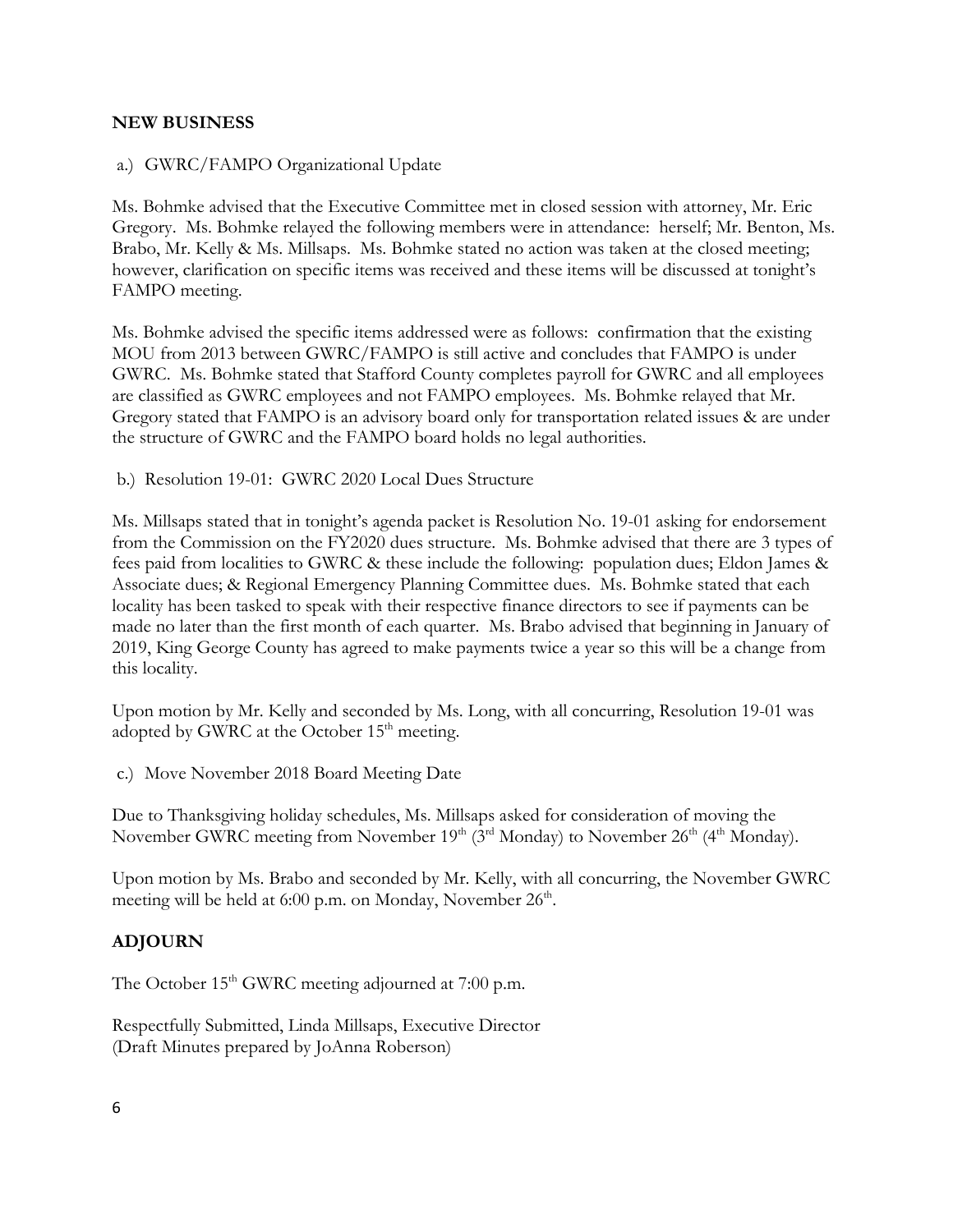**NEW BUSINESS**

a.) GWRC/FAMPO Organizational Update

Ms. Bohmke advised that the Executive Committee met in closed session with attorney, Mr. Eric Gregory. Ms. Bohmke relayed the following members were in attendance: herself; Mr. Benton, Ms. Brabo, Mr. Kelly & Ms. Millsaps. Ms. Bohmke stated no action was taken at the closed meeting; however, clarification on specific items was received and these items will be discussed at tonight's FAMPO meeting.

Ms. Bohmke advised the specific items addressed were as follows: confirmation that the existing MOU from 2013 between GWRC/FAMPO is still active and concludes that FAMPO is under GWRC. Ms. Bohmke stated that Stafford County completes payroll for GWRC and all employees are classified as GWRC employees and not FAMPO employees. Ms. Bohmke relayed that Mr. Gregory stated that FAMPO is an advisory board only for transportation related issues & are under the structure of GWRC and the FAMPO board holds no legal authorities.

b.) Resolution 19-01: GWRC 2020 Local Dues Structure

Ms. Millsaps stated that in tonight's agenda packet is Resolution No. 19-01 asking for endorsement from the Commission on the FY2020 dues structure. Ms. Bohmke advised that there are 3 types of fees paid from localities to GWRC & these include the following: population dues; Eldon James & Associate dues; & Regional Emergency Planning Committee dues. Ms. Bohmke stated that each locality has been tasked to speak with their respective finance directors to see if payments can be made no later than the first month of each quarter. Ms. Brabo advised that beginning in January of 2019, King George County has agreed to make payments twice a year so this will be a change from this locality.

Upon motion by Mr. Kelly and seconded by Ms. Long, with all concurring, Resolution 19-01 was adopted by GWRC at the October 15th meeting.

c.) Move November 2018 Board Meeting Date

Due to Thanksgiving holiday schedules, Ms. Millsaps asked for consideration of moving the November GWRC meeting from November 19th (3rd Monday) to November 26th (4th Monday).

Upon motion by Ms. Brabo and seconded by Mr. Kelly, with all concurring, the November GWRC meeting will be held at 6:00 p.m. on Monday, November 26th.

**ADJOURN**

The October 15th GWRC meeting adjourned at 7:00 p.m.

Respectfully Submitted, Linda Millsaps, Executive Director
(Draft Minutes prepared by JoAnna Roberson)